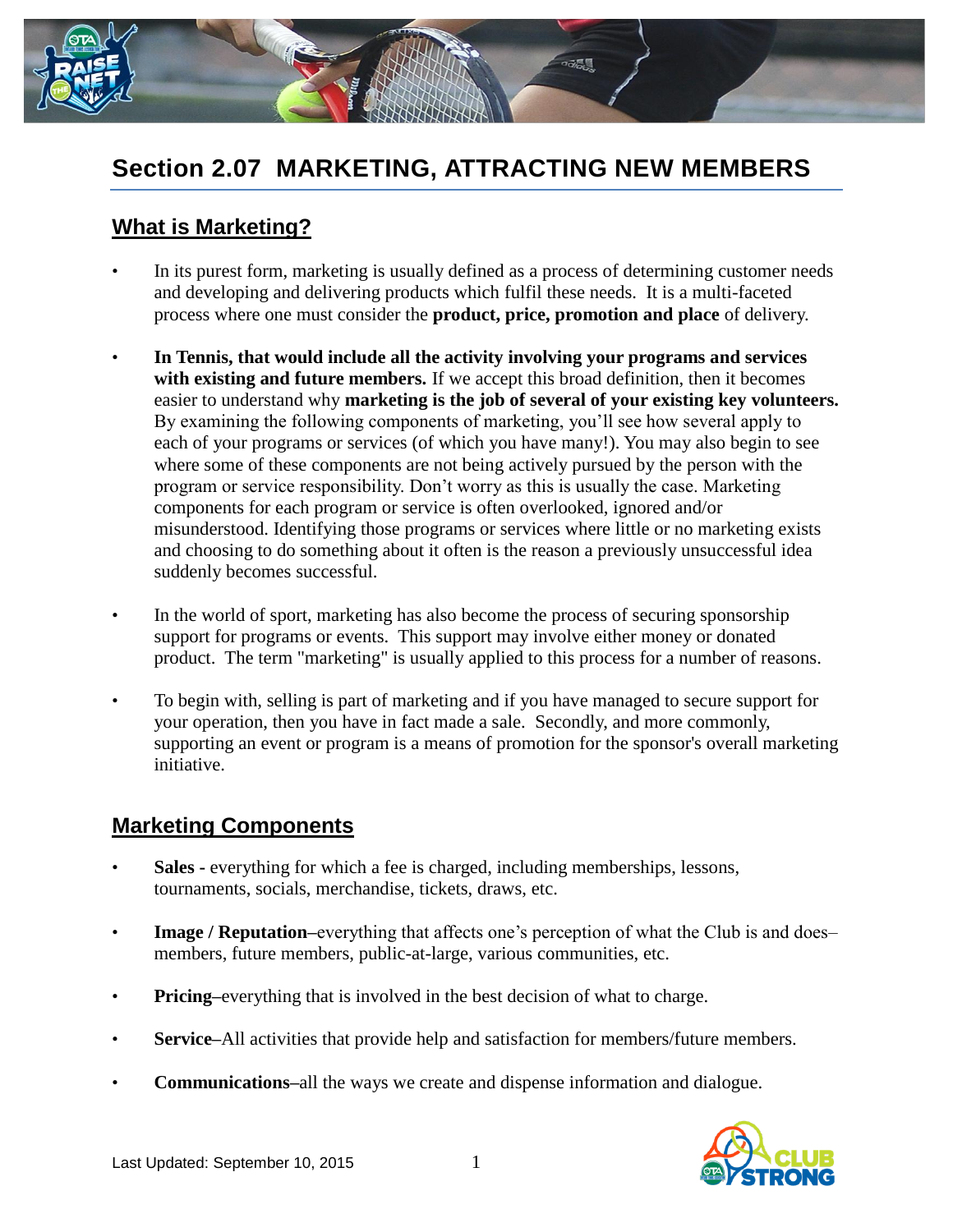# Section 2.07 MARKETING, ATTRACTING NEW MEMBERS

## What is Marketing?

- In its purest form, marketing is usually defined as a process of determining customer needs and developing and delivering products which fulfil these needs. It is a multi-faceted process where one must consider the **product, price, promotion and place** of delivery.

- **In Tennis, that would include all the activity involving your programs and services with existing and future members.** If we accept this broad definition, then it becomes easier to understand why **marketing is the job of several of your existing key volunteers.** By examining the following components of marketing, you'll see how several apply to each of your programs or services (of which you have many!). You may also begin to see where some of these components are not being actively pursued by the person with the program or service responsibility. Don't worry as this is usually the case. Marketing components for each program or service is often overlooked, ignored and/or misunderstood. Identifying those programs or services where little or no marketing exists and choosing to do something about it often is the reason a previously unsuccessful idea suddenly becomes successful.

- In the world of sport, marketing has also become the process of securing sponsorship support for programs or events. This support may involve either money or donated product. The term "marketing" is usually applied to this process for a number of reasons.

- To begin with, selling is part of marketing and if you have managed to secure support for your operation, then you have in fact made a sale. Secondly, and more commonly, supporting an event or program is a means of promotion for the sponsor's overall marketing initiative.

## Marketing Components

- **Sales -** everything for which a fee is charged, including memberships, lessons, tournaments, socials, merchandise, tickets, draws, etc.

- **Image / Reputation**–everything that affects one's perception of what the Club is and does–members, future members, public-at-large, various communities, etc.

- **Pricing**–everything that is involved in the best decision of what to charge.

- **Service**–All activities that provide help and satisfaction for members/future members.

- **Communications**–all the ways we create and dispense information and dialogue.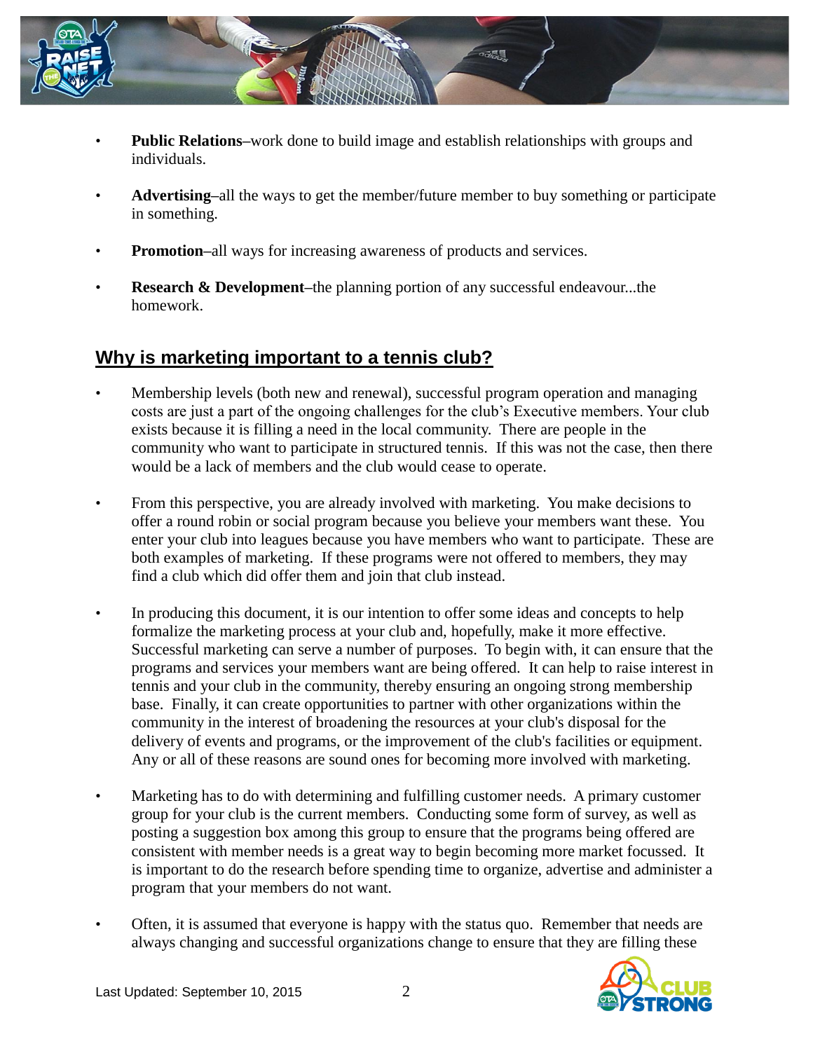- **Public Relations–**work done to build image and establish relationships with groups and individuals.

- **Advertising–**all the ways to get the member/future member to buy something or participate in something.

- **Promotion–**all ways for increasing awareness of products and services.

- **Research & Development–**the planning portion of any successful endeavour...the homework.

## Why is marketing important to a tennis club?

- Membership levels (both new and renewal), successful program operation and managing costs are just a part of the ongoing challenges for the club's Executive members. Your club exists because it is filling a need in the local community. There are people in the community who want to participate in structured tennis. If this was not the case, then there would be a lack of members and the club would cease to operate.

- From this perspective, you are already involved with marketing. You make decisions to offer a round robin or social program because you believe your members want these. You enter your club into leagues because you have members who want to participate. These are both examples of marketing. If these programs were not offered to members, they may find a club which did offer them and join that club instead.

- In producing this document, it is our intention to offer some ideas and concepts to help formalize the marketing process at your club and, hopefully, make it more effective. Successful marketing can serve a number of purposes. To begin with, it can ensure that the programs and services your members want are being offered. It can help to raise interest in tennis and your club in the community, thereby ensuring an ongoing strong membership base. Finally, it can create opportunities to partner with other organizations within the community in the interest of broadening the resources at your club's disposal for the delivery of events and programs, or the improvement of the club's facilities or equipment. Any or all of these reasons are sound ones for becoming more involved with marketing.

- Marketing has to do with determining and fulfilling customer needs. A primary customer group for your club is the current members. Conducting some form of survey, as well as posting a suggestion box among this group to ensure that the programs being offered are consistent with member needs is a great way to begin becoming more market focussed. It is important to do the research before spending time to organize, advertise and administer a program that your members do not want.

- Often, it is assumed that everyone is happy with the status quo. Remember that needs are always changing and successful organizations change to ensure that they are filling these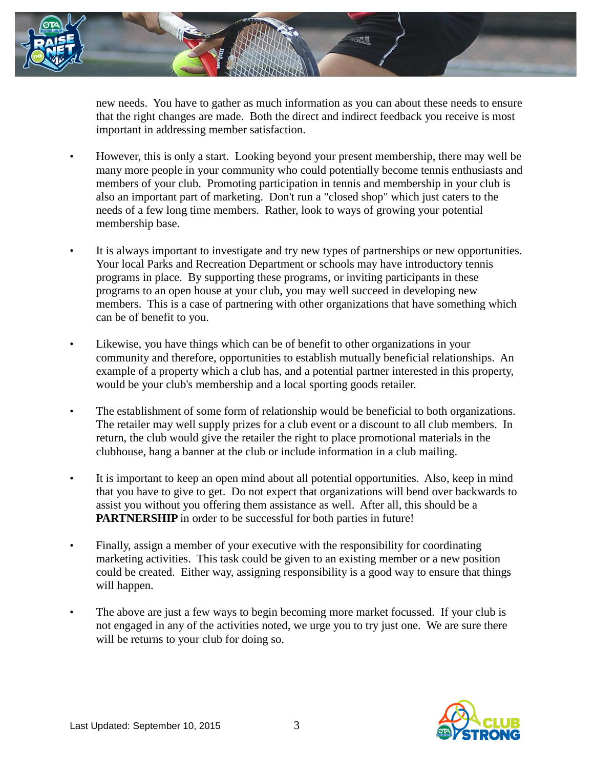new needs. You have to gather as much information as you can about these needs to ensure that the right changes are made. Both the direct and indirect feedback you receive is most important in addressing member satisfaction.

- However, this is only a start. Looking beyond your present membership, there may well be many more people in your community who could potentially become tennis enthusiasts and members of your club. Promoting participation in tennis and membership in your club is also an important part of marketing. Don't run a "closed shop" which just caters to the needs of a few long time members. Rather, look to ways of growing your potential membership base.

- It is always important to investigate and try new types of partnerships or new opportunities. Your local Parks and Recreation Department or schools may have introductory tennis programs in place. By supporting these programs, or inviting participants in these programs to an open house at your club, you may well succeed in developing new members. This is a case of partnering with other organizations that have something which can be of benefit to you.

- Likewise, you have things which can be of benefit to other organizations in your community and therefore, opportunities to establish mutually beneficial relationships. An example of a property which a club has, and a potential partner interested in this property, would be your club's membership and a local sporting goods retailer.

- The establishment of some form of relationship would be beneficial to both organizations. The retailer may well supply prizes for a club event or a discount to all club members. In return, the club would give the retailer the right to place promotional materials in the clubhouse, hang a banner at the club or include information in a club mailing.

- It is important to keep an open mind about all potential opportunities. Also, keep in mind that you have to give to get. Do not expect that organizations will bend over backwards to assist you without you offering them assistance as well. After all, this should be a **PARTNERSHIP** in order to be successful for both parties in future!

- Finally, assign a member of your executive with the responsibility for coordinating marketing activities. This task could be given to an existing member or a new position could be created. Either way, assigning responsibility is a good way to ensure that things will happen.

- The above are just a few ways to begin becoming more market focussed. If your club is not engaged in any of the activities noted, we urge you to try just one. We are sure there will be returns to your club for doing so.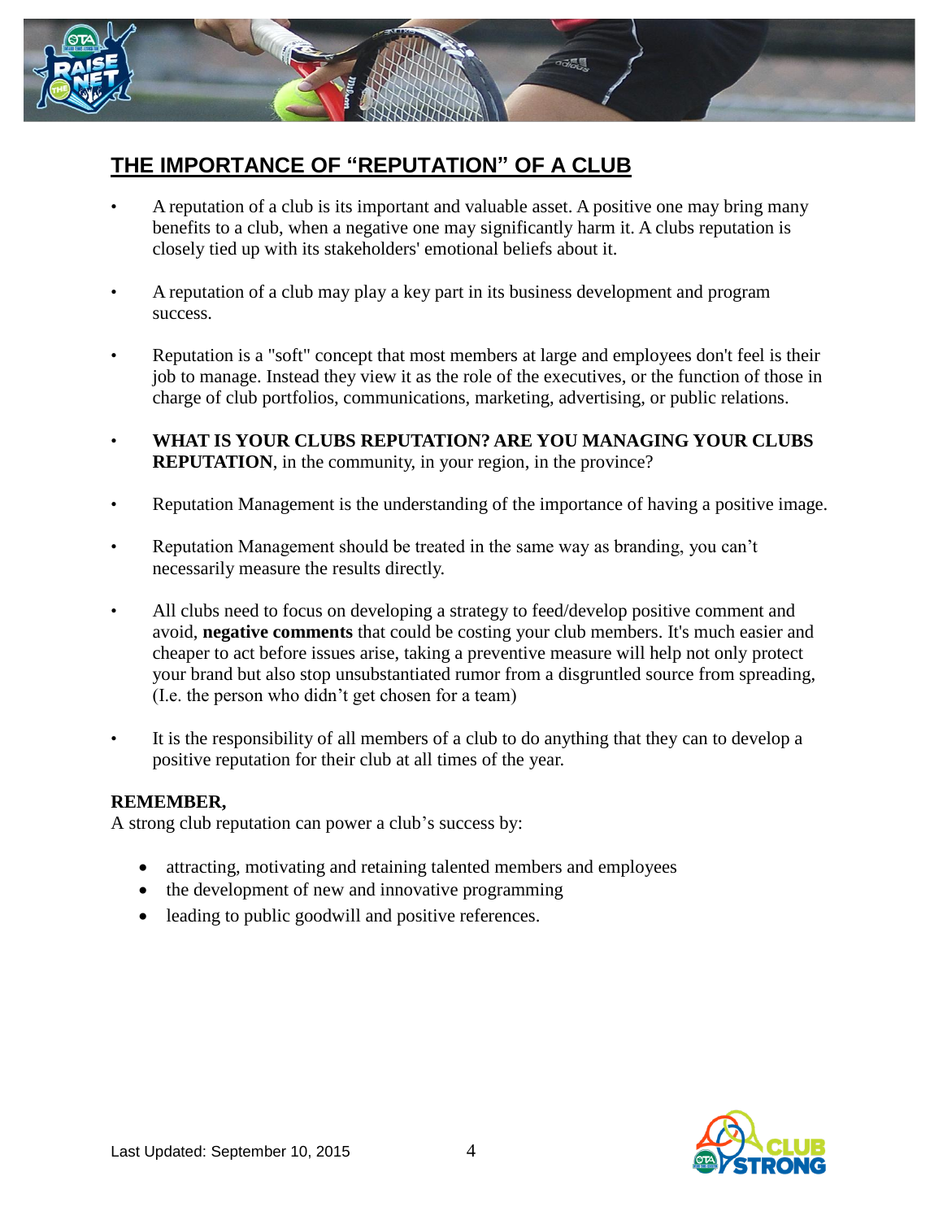## THE IMPORTANCE OF "REPUTATION" OF A CLUB

- A reputation of a club is its important and valuable asset. A positive one may bring many benefits to a club, when a negative one may significantly harm it. A clubs reputation is closely tied up with its stakeholders' emotional beliefs about it.

- A reputation of a club may play a key part in its business development and program success.

- Reputation is a "soft" concept that most members at large and employees don't feel is their job to manage. Instead they view it as the role of the executives, or the function of those in charge of club portfolios, communications, marketing, advertising, or public relations.

- **WHAT IS YOUR CLUBS REPUTATION? ARE YOU MANAGING YOUR CLUBS REPUTATION**, in the community, in your region, in the province?

- Reputation Management is the understanding of the importance of having a positive image.

- Reputation Management should be treated in the same way as branding, you can't necessarily measure the results directly.

- All clubs need to focus on developing a strategy to feed/develop positive comment and avoid, **negative comments** that could be costing your club members. It's much easier and cheaper to act before issues arise, taking a preventive measure will help not only protect your brand but also stop unsubstantiated rumor from a disgruntled source from spreading, (I.e. the person who didn't get chosen for a team)

- It is the responsibility of all members of a club to do anything that they can to develop a positive reputation for their club at all times of the year.

**REMEMBER,**
A strong club reputation can power a club's success by:

- attracting, motivating and retaining talented members and employees
- the development of new and innovative programming
- leading to public goodwill and positive references.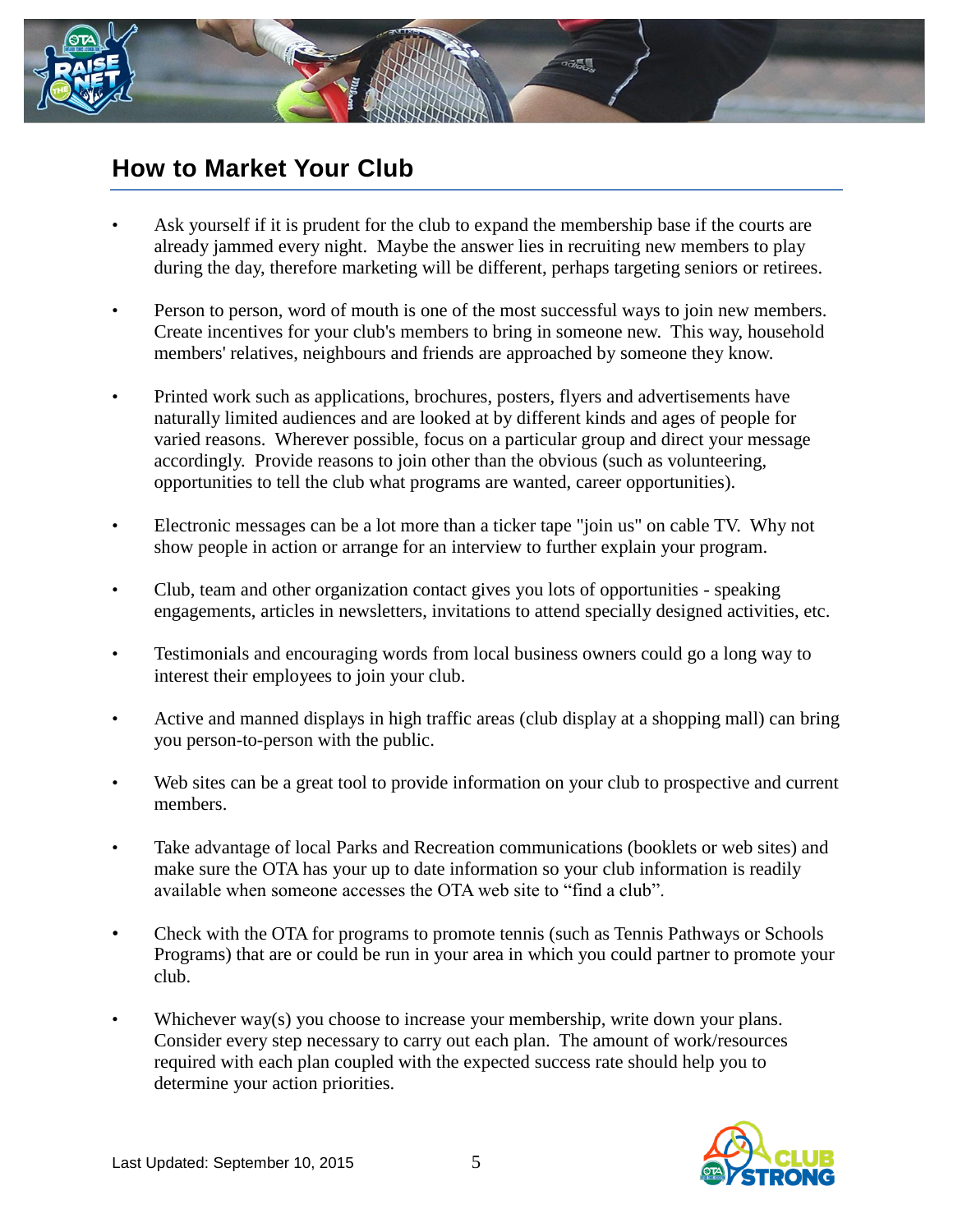## How to Market Your Club

- Ask yourself if it is prudent for the club to expand the membership base if the courts are already jammed every night. Maybe the answer lies in recruiting new members to play during the day, therefore marketing will be different, perhaps targeting seniors or retirees.

- Person to person, word of mouth is one of the most successful ways to join new members. Create incentives for your club's members to bring in someone new. This way, household members' relatives, neighbours and friends are approached by someone they know.

- Printed work such as applications, brochures, posters, flyers and advertisements have naturally limited audiences and are looked at by different kinds and ages of people for varied reasons. Wherever possible, focus on a particular group and direct your message accordingly. Provide reasons to join other than the obvious (such as volunteering, opportunities to tell the club what programs are wanted, career opportunities).

- Electronic messages can be a lot more than a ticker tape "join us" on cable TV. Why not show people in action or arrange for an interview to further explain your program.

- Club, team and other organization contact gives you lots of opportunities - speaking engagements, articles in newsletters, invitations to attend specially designed activities, etc.

- Testimonials and encouraging words from local business owners could go a long way to interest their employees to join your club.

- Active and manned displays in high traffic areas (club display at a shopping mall) can bring you person-to-person with the public.

- Web sites can be a great tool to provide information on your club to prospective and current members.

- Take advantage of local Parks and Recreation communications (booklets or web sites) and make sure the OTA has your up to date information so your club information is readily available when someone accesses the OTA web site to “find a club”.

- Check with the OTA for programs to promote tennis (such as Tennis Pathways or Schools Programs) that are or could be run in your area in which you could partner to promote your club.

- Whichever way(s) you choose to increase your membership, write down your plans. Consider every step necessary to carry out each plan. The amount of work/resources required with each plan coupled with the expected success rate should help you to determine your action priorities.

Last Updated: September 10, 2015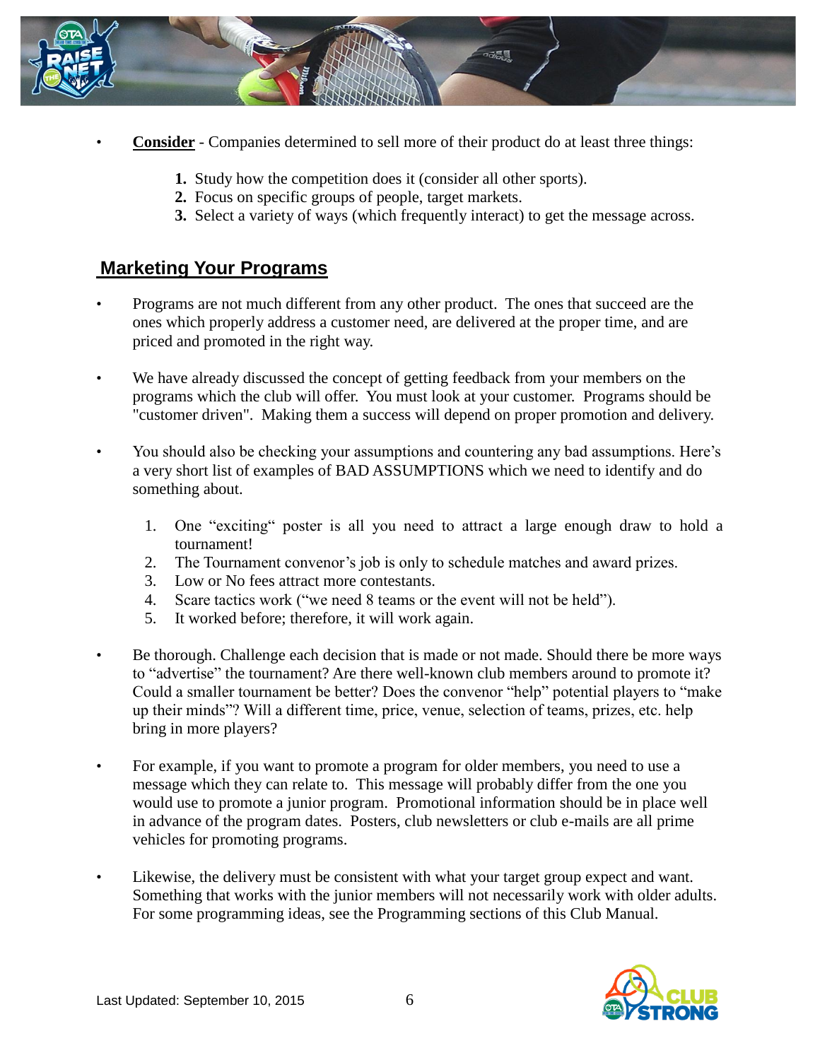- **Consider** - Companies determined to sell more of their product do at least three things:

  1. Study how the competition does it (consider all other sports).
  2. Focus on specific groups of people, target markets.
  3. Select a variety of ways (which frequently interact) to get the message across.

## Marketing Your Programs

- Programs are not much different from any other product. The ones that succeed are the ones which properly address a customer need, are delivered at the proper time, and are priced and promoted in the right way.

- We have already discussed the concept of getting feedback from your members on the programs which the club will offer. You must look at your customer. Programs should be "customer driven". Making them a success will depend on proper promotion and delivery.

- You should also be checking your assumptions and countering any bad assumptions. Here's a very short list of examples of BAD ASSUMPTIONS which we need to identify and do something about.

  1. One "exciting" poster is all you need to attract a large enough draw to hold a tournament!
  2. The Tournament convenor's job is only to schedule matches and award prizes.
  3. Low or No fees attract more contestants.
  4. Scare tactics work ("we need 8 teams or the event will not be held").
  5. It worked before; therefore, it will work again.

- Be thorough. Challenge each decision that is made or not made. Should there be more ways to "advertise" the tournament? Are there well-known club members around to promote it? Could a smaller tournament be better? Does the convenor "help" potential players to "make up their minds"? Will a different time, price, venue, selection of teams, prizes, etc. help bring in more players?

- For example, if you want to promote a program for older members, you need to use a message which they can relate to. This message will probably differ from the one you would use to promote a junior program. Promotional information should be in place well in advance of the program dates. Posters, club newsletters or club e-mails are all prime vehicles for promoting programs.

- Likewise, the delivery must be consistent with what your target group expect and want. Something that works with the junior members will not necessarily work with older adults. For some programming ideas, see the Programming sections of this Club Manual.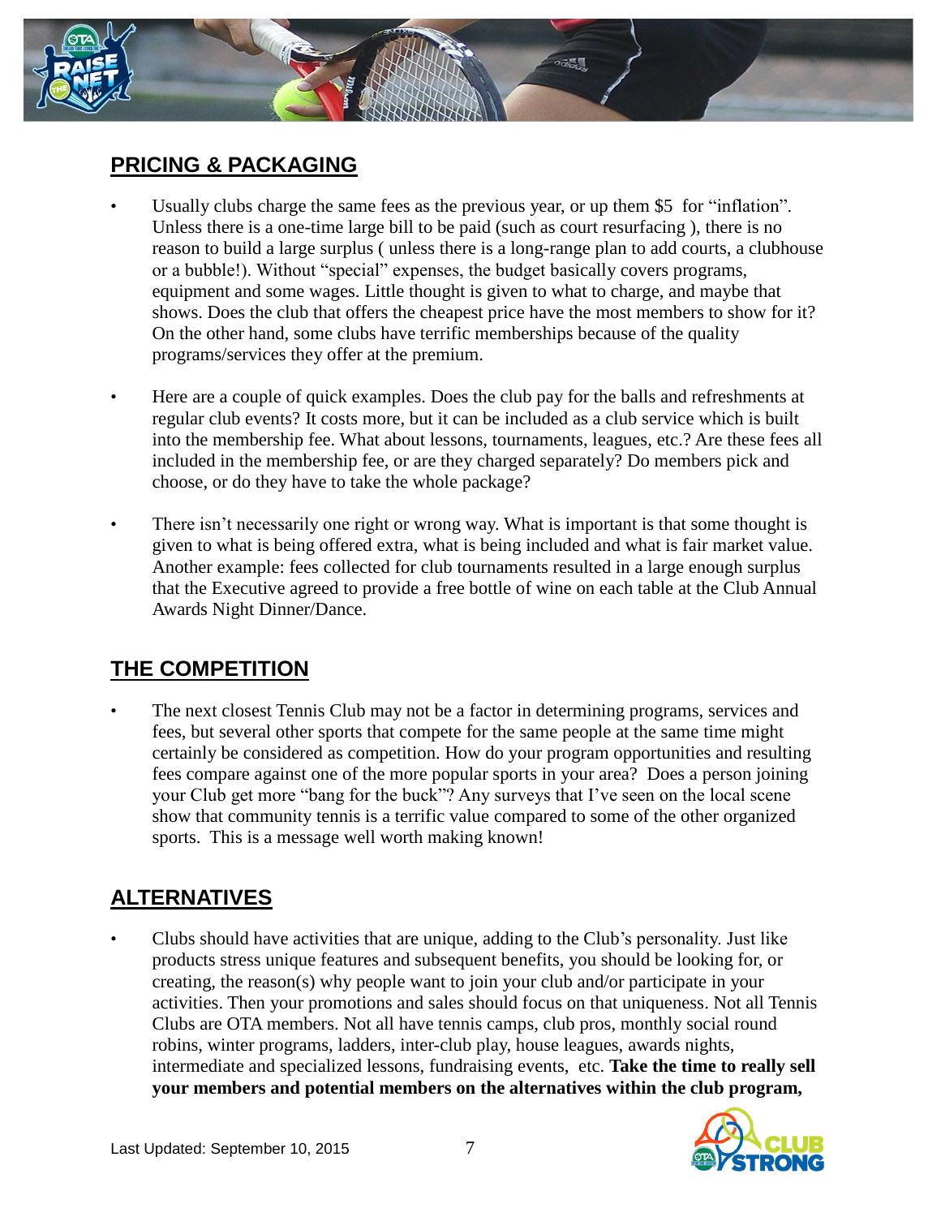## PRICING & PACKAGING

- Usually clubs charge the same fees as the previous year, or up them $5 for "inflation". Unless there is a one-time large bill to be paid (such as court resurfacing ), there is no reason to build a large surplus ( unless there is a long-range plan to add courts, a clubhouse or a bubble!). Without "special" expenses, the budget basically covers programs, equipment and some wages. Little thought is given to what to charge, and maybe that shows. Does the club that offers the cheapest price have the most members to show for it? On the other hand, some clubs have terrific memberships because of the quality programs/services they offer at the premium.

- Here are a couple of quick examples. Does the club pay for the balls and refreshments at regular club events? It costs more, but it can be included as a club service which is built into the membership fee. What about lessons, tournaments, leagues, etc.? Are these fees all included in the membership fee, or are they charged separately? Do members pick and choose, or do they have to take the whole package?

- There isn't necessarily one right or wrong way. What is important is that some thought is given to what is being offered extra, what is being included and what is fair market value. Another example: fees collected for club tournaments resulted in a large enough surplus that the Executive agreed to provide a free bottle of wine on each table at the Club Annual Awards Night Dinner/Dance.

## THE COMPETITION

- The next closest Tennis Club may not be a factor in determining programs, services and fees, but several other sports that compete for the same people at the same time might certainly be considered as competition. How do your program opportunities and resulting fees compare against one of the more popular sports in your area? Does a person joining your Club get more "bang for the buck"? Any surveys that I've seen on the local scene show that community tennis is a terrific value compared to some of the other organized sports. This is a message well worth making known!

## ALTERNATIVES

- Clubs should have activities that are unique, adding to the Club's personality. Just like products stress unique features and subsequent benefits, you should be looking for, or creating, the reason(s) why people want to join your club and/or participate in your activities. Then your promotions and sales should focus on that uniqueness. Not all Tennis Clubs are OTA members. Not all have tennis camps, club pros, monthly social round robins, winter programs, ladders, inter-club play, house leagues, awards nights, intermediate and specialized lessons, fundraising events, etc. **Take the time to really sell your members and potential members on the alternatives within the club program,**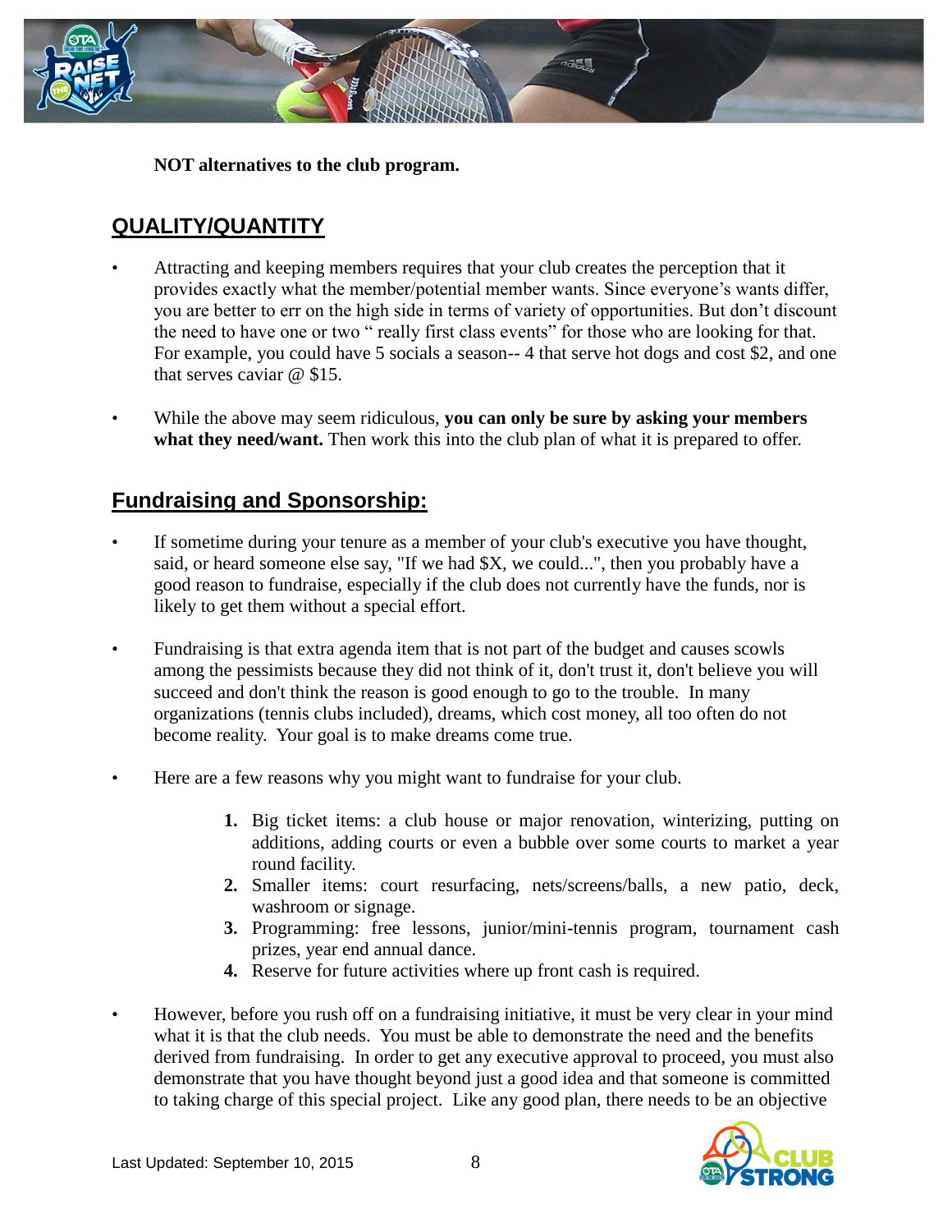**NOT alternatives to the club program.**

## QUALITY/QUANTITY

- Attracting and keeping members requires that your club creates the perception that it provides exactly what the member/potential member wants. Since everyone's wants differ, you are better to err on the high side in terms of variety of opportunities. But don't discount the need to have one or two " really first class events" for those who are looking for that. For example, you could have 5 socials a season-- 4 that serve hot dogs and cost $2, and one that serves caviar @ $15.

- While the above may seem ridiculous, **you can only be sure by asking your members what they need/want.** Then work this into the club plan of what it is prepared to offer.

## Fundraising and Sponsorship:

- If sometime during your tenure as a member of your club's executive you have thought, said, or heard someone else say, "If we had $X, we could...", then you probably have a good reason to fundraise, especially if the club does not currently have the funds, nor is likely to get them without a special effort.

- Fundraising is that extra agenda item that is not part of the budget and causes scowls among the pessimists because they did not think of it, don't trust it, don't believe you will succeed and don't think the reason is good enough to go to the trouble. In many organizations (tennis clubs included), dreams, which cost money, all too often do not become reality. Your goal is to make dreams come true.

- Here are a few reasons why you might want to fundraise for your club.

  1. Big ticket items: a club house or major renovation, winterizing, putting on additions, adding courts or even a bubble over some courts to market a year round facility.
  2. Smaller items: court resurfacing, nets/screens/balls, a new patio, deck, washroom or signage.
  3. Programming: free lessons, junior/mini-tennis program, tournament cash prizes, year end annual dance.
  4. Reserve for future activities where up front cash is required.

- However, before you rush off on a fundraising initiative, it must be very clear in your mind what it is that the club needs. You must be able to demonstrate the need and the benefits derived from fundraising. In order to get any executive approval to proceed, you must also demonstrate that you have thought beyond just a good idea and that someone is committed to taking charge of this special project. Like any good plan, there needs to be an objective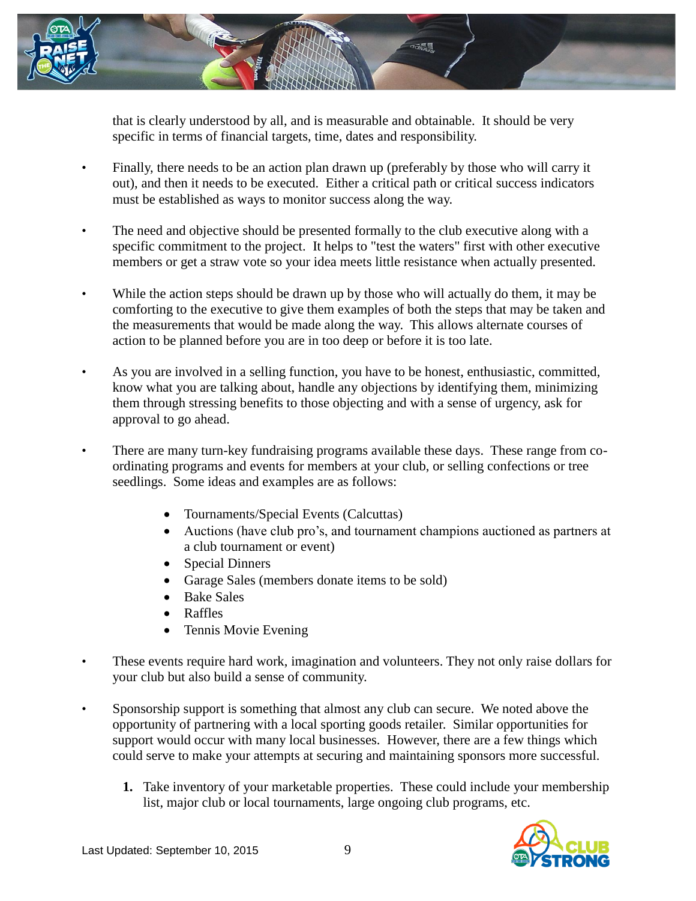that is clearly understood by all, and is measurable and obtainable. It should be very specific in terms of financial targets, time, dates and responsibility.

- Finally, there needs to be an action plan drawn up (preferably by those who will carry it out), and then it needs to be executed. Either a critical path or critical success indicators must be established as ways to monitor success along the way.

- The need and objective should be presented formally to the club executive along with a specific commitment to the project. It helps to "test the waters" first with other executive members or get a straw vote so your idea meets little resistance when actually presented.

- While the action steps should be drawn up by those who will actually do them, it may be comforting to the executive to give them examples of both the steps that may be taken and the measurements that would be made along the way. This allows alternate courses of action to be planned before you are in too deep or before it is too late.

- As you are involved in a selling function, you have to be honest, enthusiastic, committed, know what you are talking about, handle any objections by identifying them, minimizing them through stressing benefits to those objecting and with a sense of urgency, ask for approval to go ahead.

- There are many turn-key fundraising programs available these days. These range from co-ordinating programs and events for members at your club, or selling confections or tree seedlings. Some ideas and examples are as follows:

  - Tournaments/Special Events (Calcuttas)
  - Auctions (have club pro's, and tournament champions auctioned as partners at a club tournament or event)
  - Special Dinners
  - Garage Sales (members donate items to be sold)
  - Bake Sales
  - Raffles
  - Tennis Movie Evening

- These events require hard work, imagination and volunteers. They not only raise dollars for your club but also build a sense of community.

- Sponsorship support is something that almost any club can secure. We noted above the opportunity of partnering with a local sporting goods retailer. Similar opportunities for support would occur with many local businesses. However, there are a few things which could serve to make your attempts at securing and maintaining sponsors more successful.

  1. Take inventory of your marketable properties. These could include your membership list, major club or local tournaments, large ongoing club programs, etc.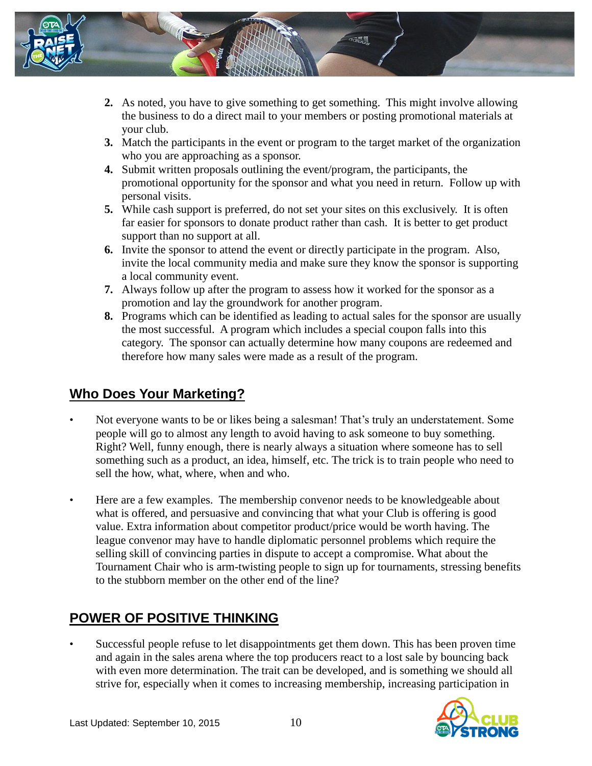2. As noted, you have to give something to get something. This might involve allowing the business to do a direct mail to your members or posting promotional materials at your club.
3. Match the participants in the event or program to the target market of the organization who you are approaching as a sponsor.
4. Submit written proposals outlining the event/program, the participants, the promotional opportunity for the sponsor and what you need in return. Follow up with personal visits.
5. While cash support is preferred, do not set your sites on this exclusively. It is often far easier for sponsors to donate product rather than cash. It is better to get product support than no support at all.
6. Invite the sponsor to attend the event or directly participate in the program. Also, invite the local community media and make sure they know the sponsor is supporting a local community event.
7. Always follow up after the program to assess how it worked for the sponsor as a promotion and lay the groundwork for another program.
8. Programs which can be identified as leading to actual sales for the sponsor are usually the most successful. A program which includes a special coupon falls into this category. The sponsor can actually determine how many coupons are redeemed and therefore how many sales were made as a result of the program.

## Who Does Your Marketing?

- Not everyone wants to be or likes being a salesman! That's truly an understatement. Some people will go to almost any length to avoid having to ask someone to buy something. Right? Well, funny enough, there is nearly always a situation where someone has to sell something such as a product, an idea, himself, etc. The trick is to train people who need to sell the how, what, where, when and who.

- Here are a few examples. The membership convenor needs to be knowledgeable about what is offered, and persuasive and convincing that what your Club is offering is good value. Extra information about competitor product/price would be worth having. The league convenor may have to handle diplomatic personnel problems which require the selling skill of convincing parties in dispute to accept a compromise. What about the Tournament Chair who is arm-twisting people to sign up for tournaments, stressing benefits to the stubborn member on the other end of the line?

## POWER OF POSITIVE THINKING

- Successful people refuse to let disappointments get them down. This has been proven time and again in the sales arena where the top producers react to a lost sale by bouncing back with even more determination. The trait can be developed, and is something we should all strive for, especially when it comes to increasing membership, increasing participation in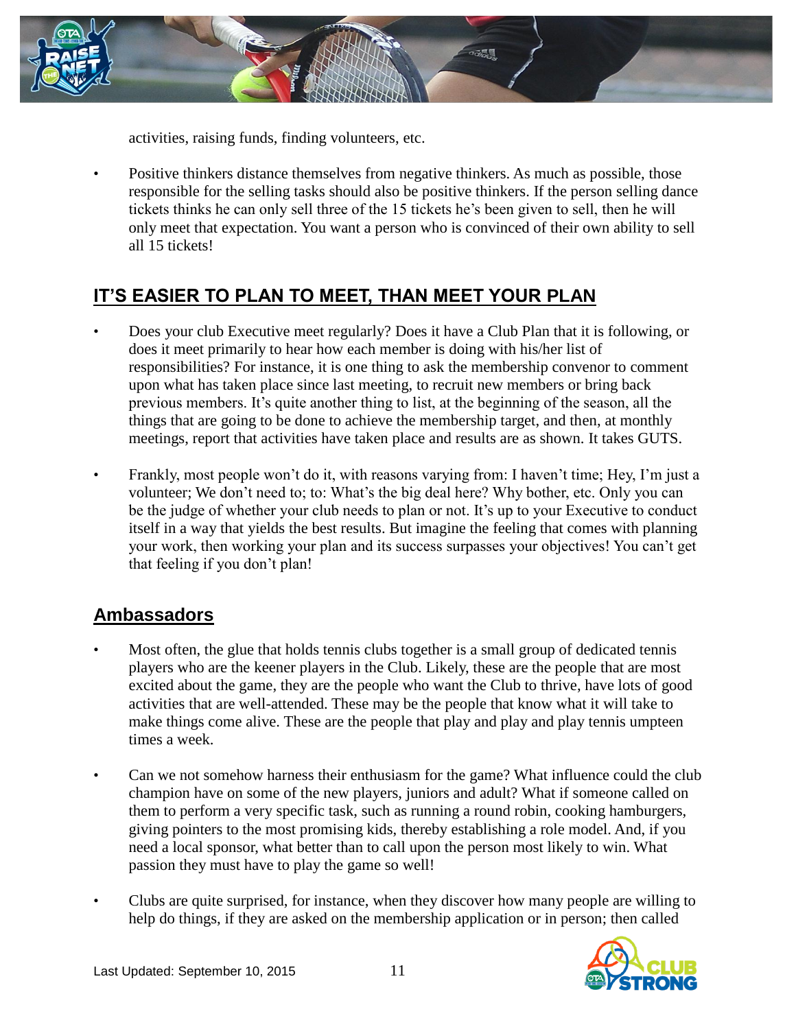activities, raising funds, finding volunteers, etc.

- Positive thinkers distance themselves from negative thinkers. As much as possible, those responsible for the selling tasks should also be positive thinkers. If the person selling dance tickets thinks he can only sell three of the 15 tickets he's been given to sell, then he will only meet that expectation. You want a person who is convinced of their own ability to sell all 15 tickets!

## IT'S EASIER TO PLAN TO MEET, THAN MEET YOUR PLAN

- Does your club Executive meet regularly? Does it have a Club Plan that it is following, or does it meet primarily to hear how each member is doing with his/her list of responsibilities? For instance, it is one thing to ask the membership convenor to comment upon what has taken place since last meeting, to recruit new members or bring back previous members. It's quite another thing to list, at the beginning of the season, all the things that are going to be done to achieve the membership target, and then, at monthly meetings, report that activities have taken place and results are as shown. It takes GUTS.

- Frankly, most people won't do it, with reasons varying from: I haven't time; Hey, I'm just a volunteer; We don't need to; to: What's the big deal here? Why bother, etc. Only you can be the judge of whether your club needs to plan or not. It's up to your Executive to conduct itself in a way that yields the best results. But imagine the feeling that comes with planning your work, then working your plan and its success surpasses your objectives! You can't get that feeling if you don't plan!

## Ambassadors

- Most often, the glue that holds tennis clubs together is a small group of dedicated tennis players who are the keener players in the Club. Likely, these are the people that are most excited about the game, they are the people who want the Club to thrive, have lots of good activities that are well-attended. These may be the people that know what it will take to make things come alive. These are the people that play and play and play tennis umpteen times a week.

- Can we not somehow harness their enthusiasm for the game? What influence could the club champion have on some of the new players, juniors and adult? What if someone called on them to perform a very specific task, such as running a round robin, cooking hamburgers, giving pointers to the most promising kids, thereby establishing a role model. And, if you need a local sponsor, what better than to call upon the person most likely to win. What passion they must have to play the game so well!

- Clubs are quite surprised, for instance, when they discover how many people are willing to help do things, if they are asked on the membership application or in person; then called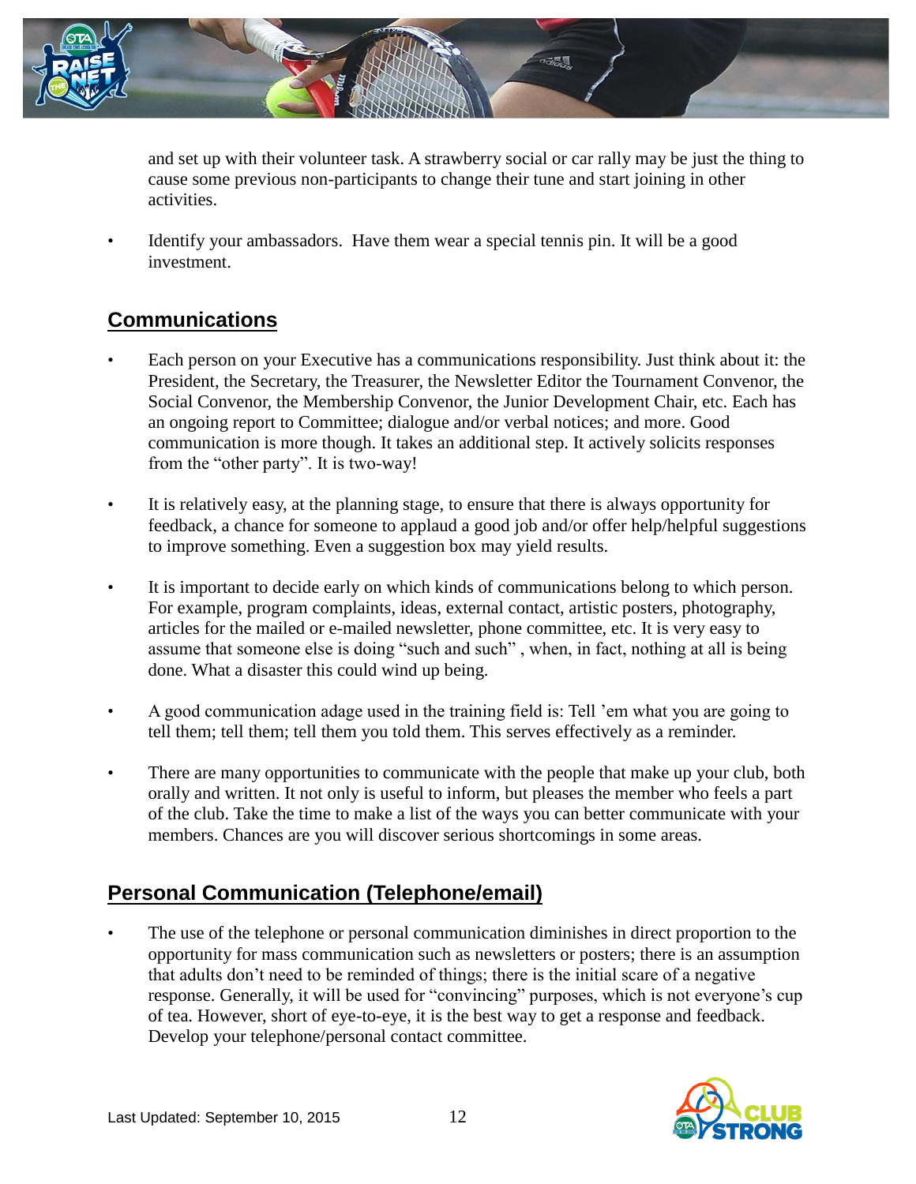and set up with their volunteer task. A strawberry social or car rally may be just the thing to cause some previous non-participants to change their tune and start joining in other activities.

- Identify your ambassadors. Have them wear a special tennis pin. It will be a good investment.

## Communications

- Each person on your Executive has a communications responsibility. Just think about it: the President, the Secretary, the Treasurer, the Newsletter Editor the Tournament Convenor, the Social Convenor, the Membership Convenor, the Junior Development Chair, etc. Each has an ongoing report to Committee; dialogue and/or verbal notices; and more. Good communication is more though. It takes an additional step. It actively solicits responses from the "other party". It is two-way!

- It is relatively easy, at the planning stage, to ensure that there is always opportunity for feedback, a chance for someone to applaud a good job and/or offer help/helpful suggestions to improve something. Even a suggestion box may yield results.

- It is important to decide early on which kinds of communications belong to which person. For example, program complaints, ideas, external contact, artistic posters, photography, articles for the mailed or e-mailed newsletter, phone committee, etc. It is very easy to assume that someone else is doing "such and such" , when, in fact, nothing at all is being done. What a disaster this could wind up being.

- A good communication adage used in the training field is: Tell 'em what you are going to tell them; tell them; tell them you told them. This serves effectively as a reminder.

- There are many opportunities to communicate with the people that make up your club, both orally and written. It not only is useful to inform, but pleases the member who feels a part of the club. Take the time to make a list of the ways you can better communicate with your members. Chances are you will discover serious shortcomings in some areas.

## Personal Communication (Telephone/email)

- The use of the telephone or personal communication diminishes in direct proportion to the opportunity for mass communication such as newsletters or posters; there is an assumption that adults don't need to be reminded of things; there is the initial scare of a negative response. Generally, it will be used for "convincing" purposes, which is not everyone's cup of tea. However, short of eye-to-eye, it is the best way to get a response and feedback. Develop your telephone/personal contact committee.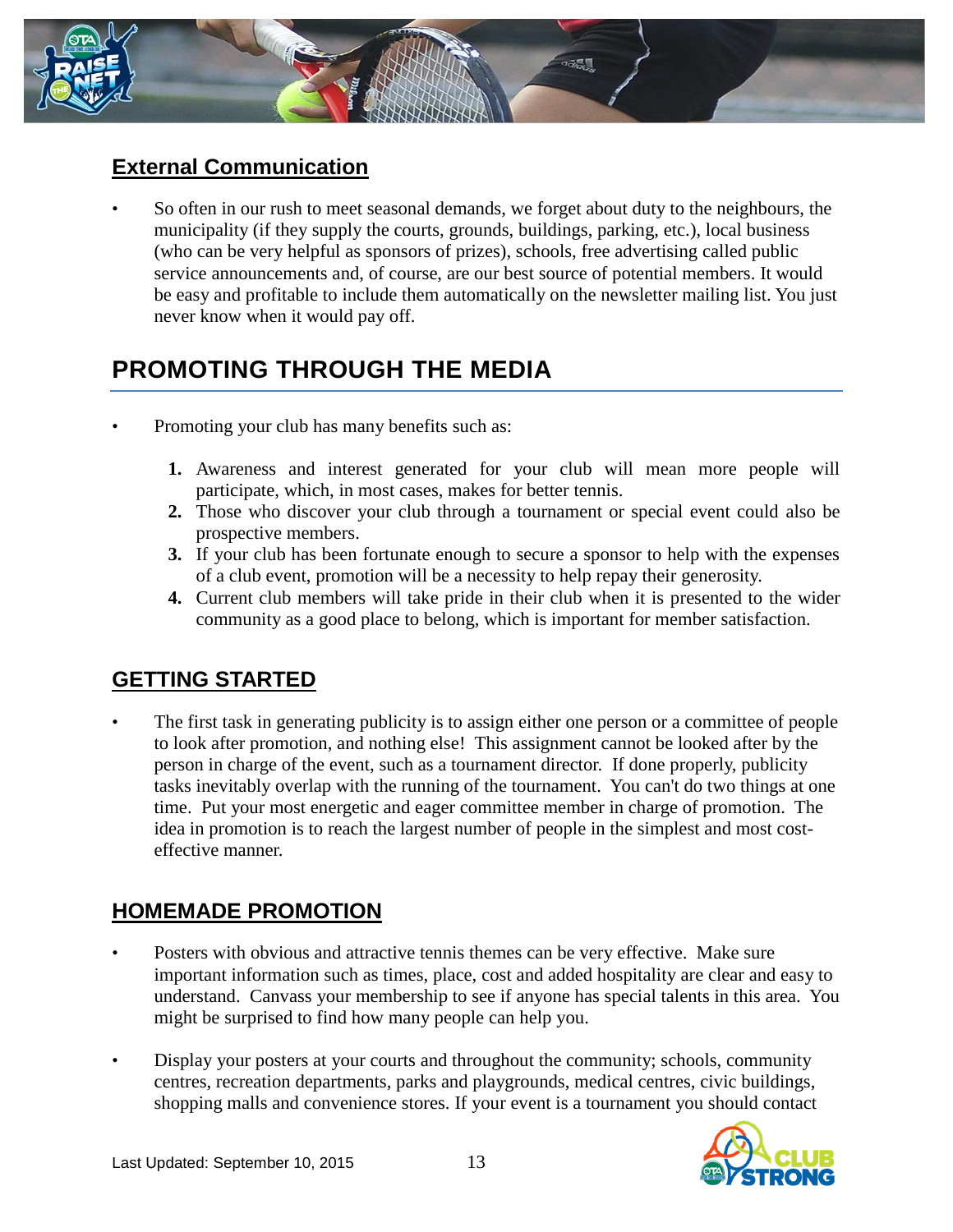## External Communication

- So often in our rush to meet seasonal demands, we forget about duty to the neighbours, the municipality (if they supply the courts, grounds, buildings, parking, etc.), local business (who can be very helpful as sponsors of prizes), schools, free advertising called public service announcements and, of course, are our best source of potential members. It would be easy and profitable to include them automatically on the newsletter mailing list. You just never know when it would pay off.

# PROMOTING THROUGH THE MEDIA

- Promoting your club has many benefits such as:

  1. Awareness and interest generated for your club will mean more people will participate, which, in most cases, makes for better tennis.
  2. Those who discover your club through a tournament or special event could also be prospective members.
  3. If your club has been fortunate enough to secure a sponsor to help with the expenses of a club event, promotion will be a necessity to help repay their generosity.
  4. Current club members will take pride in their club when it is presented to the wider community as a good place to belong, which is important for member satisfaction.

## GETTING STARTED

- The first task in generating publicity is to assign either one person or a committee of people to look after promotion, and nothing else! This assignment cannot be looked after by the person in charge of the event, such as a tournament director. If done properly, publicity tasks inevitably overlap with the running of the tournament. You can't do two things at one time. Put your most energetic and eager committee member in charge of promotion. The idea in promotion is to reach the largest number of people in the simplest and most cost-effective manner.

## HOMEMADE PROMOTION

- Posters with obvious and attractive tennis themes can be very effective. Make sure important information such as times, place, cost and added hospitality are clear and easy to understand. Canvass your membership to see if anyone has special talents in this area. You might be surprised to find how many people can help you.

- Display your posters at your courts and throughout the community; schools, community centres, recreation departments, parks and playgrounds, medical centres, civic buildings, shopping malls and convenience stores. If your event is a tournament you should contact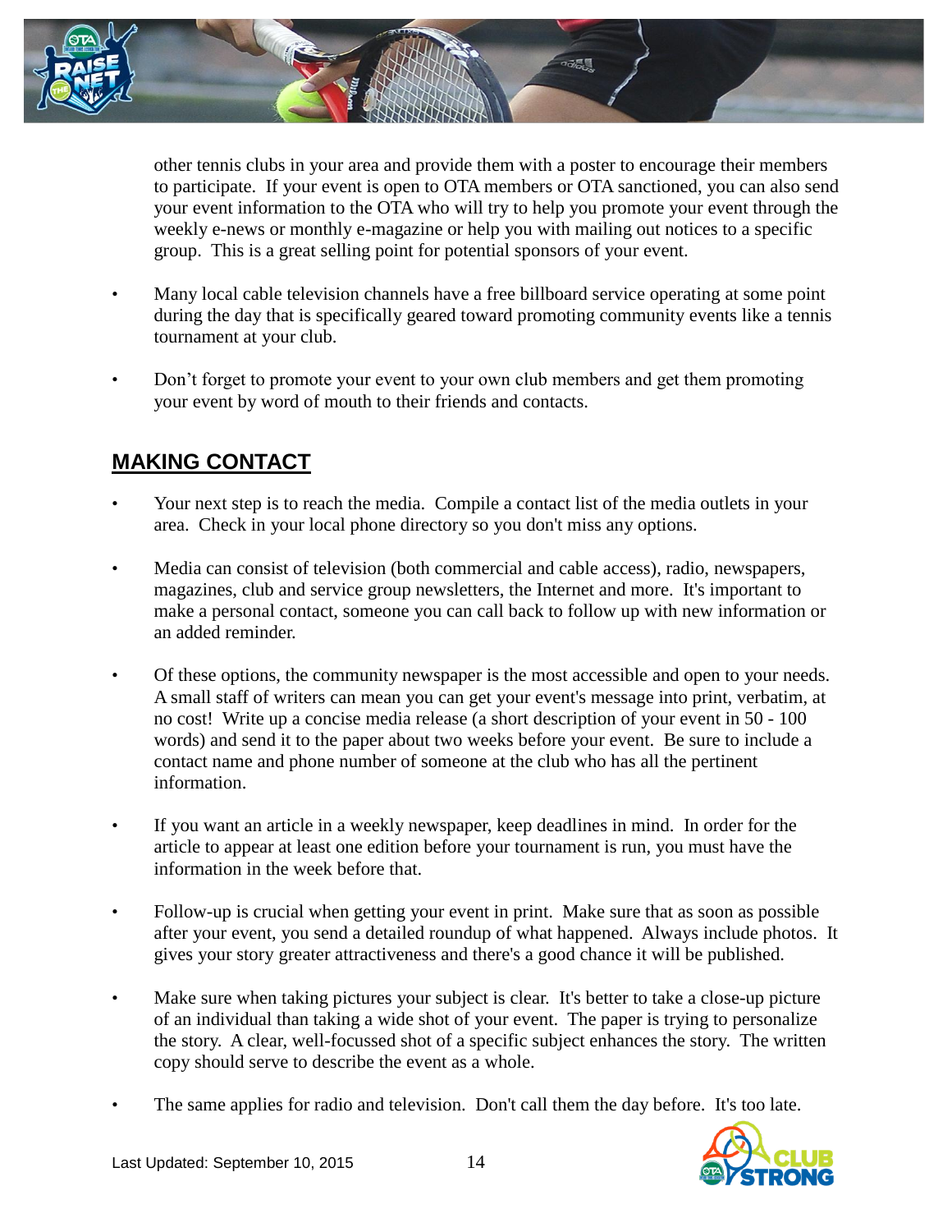other tennis clubs in your area and provide them with a poster to encourage their members to participate. If your event is open to OTA members or OTA sanctioned, you can also send your event information to the OTA who will try to help you promote your event through the weekly e-news or monthly e-magazine or help you with mailing out notices to a specific group. This is a great selling point for potential sponsors of your event.

- Many local cable television channels have a free billboard service operating at some point during the day that is specifically geared toward promoting community events like a tennis tournament at your club.

- Don't forget to promote your event to your own club members and get them promoting your event by word of mouth to their friends and contacts.

## MAKING CONTACT

- Your next step is to reach the media. Compile a contact list of the media outlets in your area. Check in your local phone directory so you don't miss any options.

- Media can consist of television (both commercial and cable access), radio, newspapers, magazines, club and service group newsletters, the Internet and more. It's important to make a personal contact, someone you can call back to follow up with new information or an added reminder.

- Of these options, the community newspaper is the most accessible and open to your needs. A small staff of writers can mean you can get your event's message into print, verbatim, at no cost! Write up a concise media release (a short description of your event in 50 - 100 words) and send it to the paper about two weeks before your event. Be sure to include a contact name and phone number of someone at the club who has all the pertinent information.

- If you want an article in a weekly newspaper, keep deadlines in mind. In order for the article to appear at least one edition before your tournament is run, you must have the information in the week before that.

- Follow-up is crucial when getting your event in print. Make sure that as soon as possible after your event, you send a detailed roundup of what happened. Always include photos. It gives your story greater attractiveness and there's a good chance it will be published.

- Make sure when taking pictures your subject is clear. It's better to take a close-up picture of an individual than taking a wide shot of your event. The paper is trying to personalize the story. A clear, well-focussed shot of a specific subject enhances the story. The written copy should serve to describe the event as a whole.

- The same applies for radio and television. Don't call them the day before. It's too late.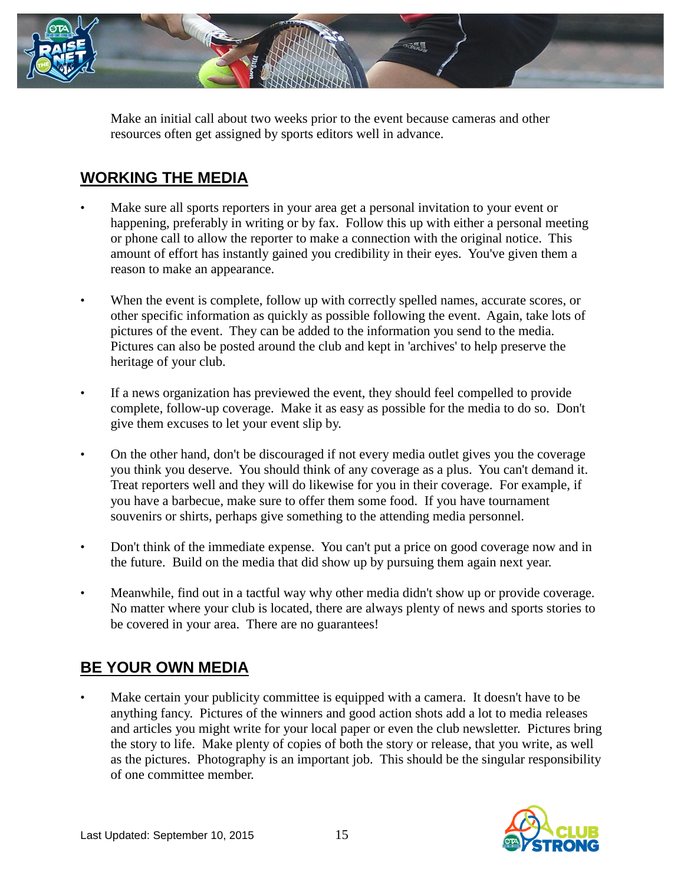Make an initial call about two weeks prior to the event because cameras and other resources often get assigned by sports editors well in advance.

## WORKING THE MEDIA

- Make sure all sports reporters in your area get a personal invitation to your event or happening, preferably in writing or by fax. Follow this up with either a personal meeting or phone call to allow the reporter to make a connection with the original notice. This amount of effort has instantly gained you credibility in their eyes. You've given them a reason to make an appearance.

- When the event is complete, follow up with correctly spelled names, accurate scores, or other specific information as quickly as possible following the event. Again, take lots of pictures of the event. They can be added to the information you send to the media. Pictures can also be posted around the club and kept in 'archives' to help preserve the heritage of your club.

- If a news organization has previewed the event, they should feel compelled to provide complete, follow-up coverage. Make it as easy as possible for the media to do so. Don't give them excuses to let your event slip by.

- On the other hand, don't be discouraged if not every media outlet gives you the coverage you think you deserve. You should think of any coverage as a plus. You can't demand it. Treat reporters well and they will do likewise for you in their coverage. For example, if you have a barbecue, make sure to offer them some food. If you have tournament souvenirs or shirts, perhaps give something to the attending media personnel.

- Don't think of the immediate expense. You can't put a price on good coverage now and in the future. Build on the media that did show up by pursuing them again next year.

- Meanwhile, find out in a tactful way why other media didn't show up or provide coverage. No matter where your club is located, there are always plenty of news and sports stories to be covered in your area. There are no guarantees!

## BE YOUR OWN MEDIA

- Make certain your publicity committee is equipped with a camera. It doesn't have to be anything fancy. Pictures of the winners and good action shots add a lot to media releases and articles you might write for your local paper or even the club newsletter. Pictures bring the story to life. Make plenty of copies of both the story or release, that you write, as well as the pictures. Photography is an important job. This should be the singular responsibility of one committee member.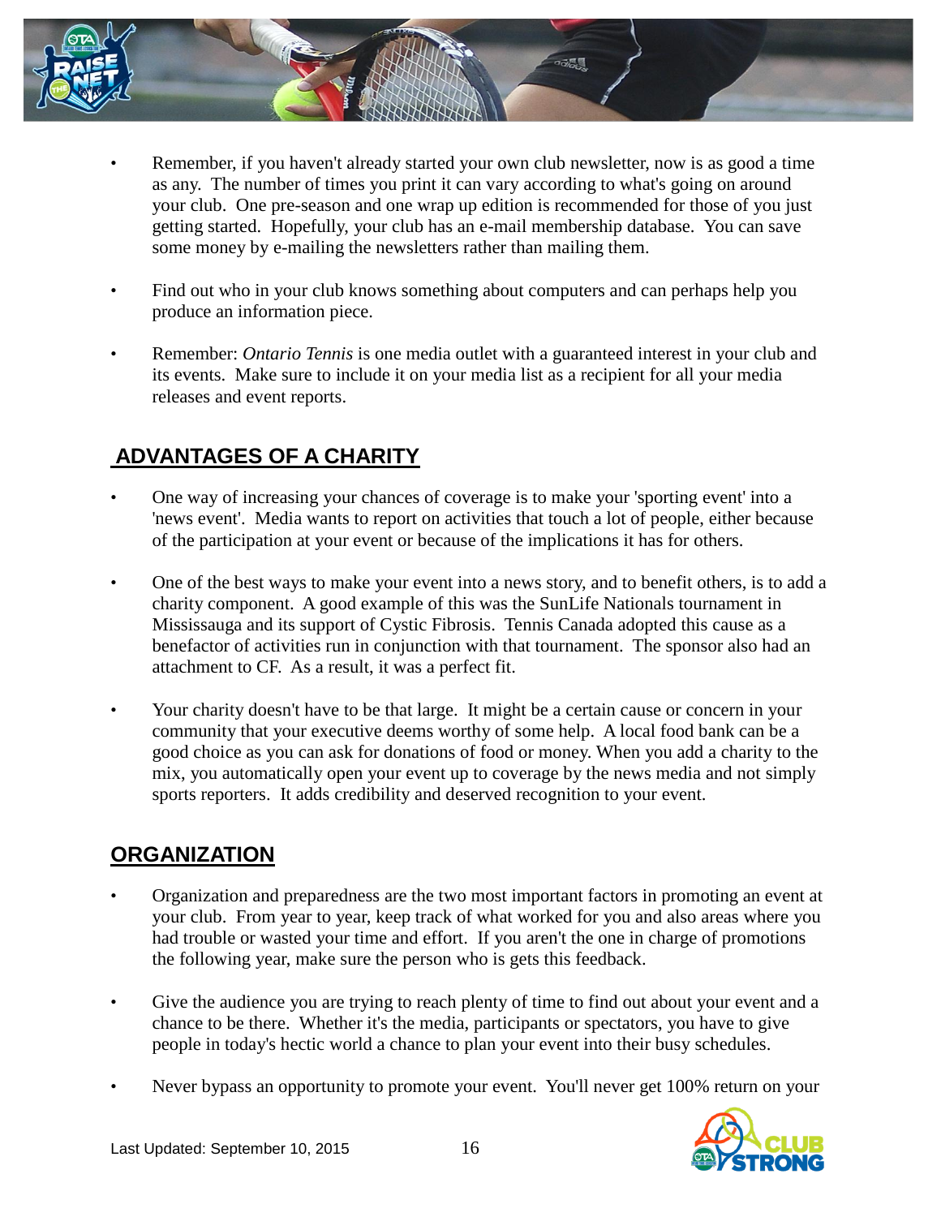- Remember, if you haven't already started your own club newsletter, now is as good a time as any. The number of times you print it can vary according to what's going on around your club. One pre-season and one wrap up edition is recommended for those of you just getting started. Hopefully, your club has an e-mail membership database. You can save some money by e-mailing the newsletters rather than mailing them.

- Find out who in your club knows something about computers and can perhaps help you produce an information piece.

- Remember: *Ontario Tennis* is one media outlet with a guaranteed interest in your club and its events. Make sure to include it on your media list as a recipient for all your media releases and event reports.

## ADVANTAGES OF A CHARITY

- One way of increasing your chances of coverage is to make your 'sporting event' into a 'news event'. Media wants to report on activities that touch a lot of people, either because of the participation at your event or because of the implications it has for others.

- One of the best ways to make your event into a news story, and to benefit others, is to add a charity component. A good example of this was the SunLife Nationals tournament in Mississauga and its support of Cystic Fibrosis. Tennis Canada adopted this cause as a benefactor of activities run in conjunction with that tournament. The sponsor also had an attachment to CF. As a result, it was a perfect fit.

- Your charity doesn't have to be that large. It might be a certain cause or concern in your community that your executive deems worthy of some help. A local food bank can be a good choice as you can ask for donations of food or money. When you add a charity to the mix, you automatically open your event up to coverage by the news media and not simply sports reporters. It adds credibility and deserved recognition to your event.

## ORGANIZATION

- Organization and preparedness are the two most important factors in promoting an event at your club. From year to year, keep track of what worked for you and also areas where you had trouble or wasted your time and effort. If you aren't the one in charge of promotions the following year, make sure the person who is gets this feedback.

- Give the audience you are trying to reach plenty of time to find out about your event and a chance to be there. Whether it's the media, participants or spectators, you have to give people in today's hectic world a chance to plan your event into their busy schedules.

- Never bypass an opportunity to promote your event. You'll never get 100% return on your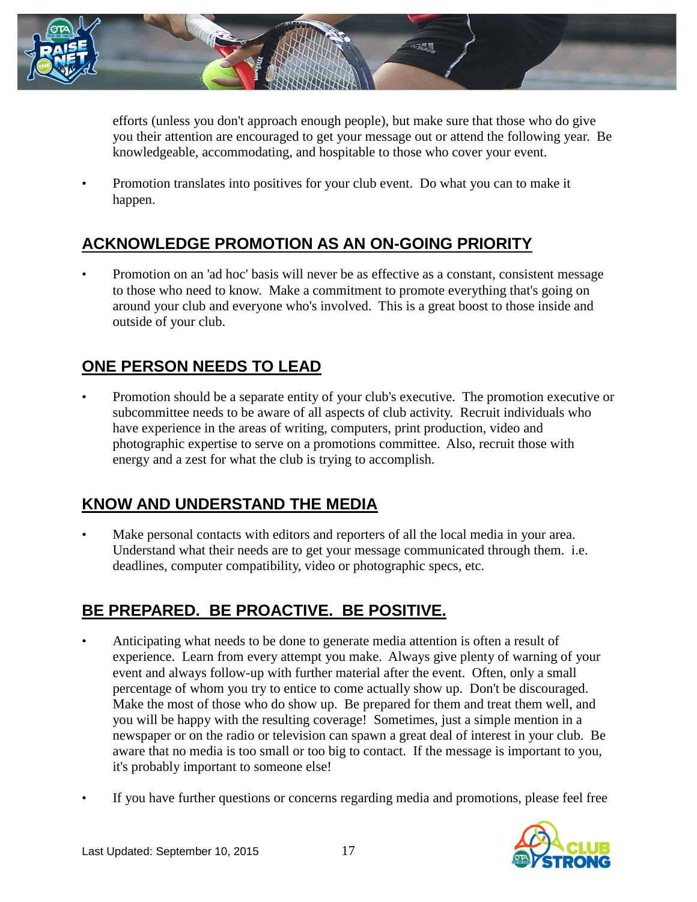efforts (unless you don't approach enough people), but make sure that those who do give you their attention are encouraged to get your message out or attend the following year. Be knowledgeable, accommodating, and hospitable to those who cover your event.

- Promotion translates into positives for your club event. Do what you can to make it happen.

## ACKNOWLEDGE PROMOTION AS AN ON-GOING PRIORITY

- Promotion on an 'ad hoc' basis will never be as effective as a constant, consistent message to those who need to know. Make a commitment to promote everything that's going on around your club and everyone who's involved. This is a great boost to those inside and outside of your club.

## ONE PERSON NEEDS TO LEAD

- Promotion should be a separate entity of your club's executive. The promotion executive or subcommittee needs to be aware of all aspects of club activity. Recruit individuals who have experience in the areas of writing, computers, print production, video and photographic expertise to serve on a promotions committee. Also, recruit those with energy and a zest for what the club is trying to accomplish.

## KNOW AND UNDERSTAND THE MEDIA

- Make personal contacts with editors and reporters of all the local media in your area. Understand what their needs are to get your message communicated through them. i.e. deadlines, computer compatibility, video or photographic specs, etc.

## BE PREPARED. BE PROACTIVE. BE POSITIVE.

- Anticipating what needs to be done to generate media attention is often a result of experience. Learn from every attempt you make. Always give plenty of warning of your event and always follow-up with further material after the event. Often, only a small percentage of whom you try to entice to come actually show up. Don't be discouraged. Make the most of those who do show up. Be prepared for them and treat them well, and you will be happy with the resulting coverage! Sometimes, just a simple mention in a newspaper or on the radio or television can spawn a great deal of interest in your club. Be aware that no media is too small or too big to contact. If the message is important to you, it's probably important to someone else!

- If you have further questions or concerns regarding media and promotions, please feel free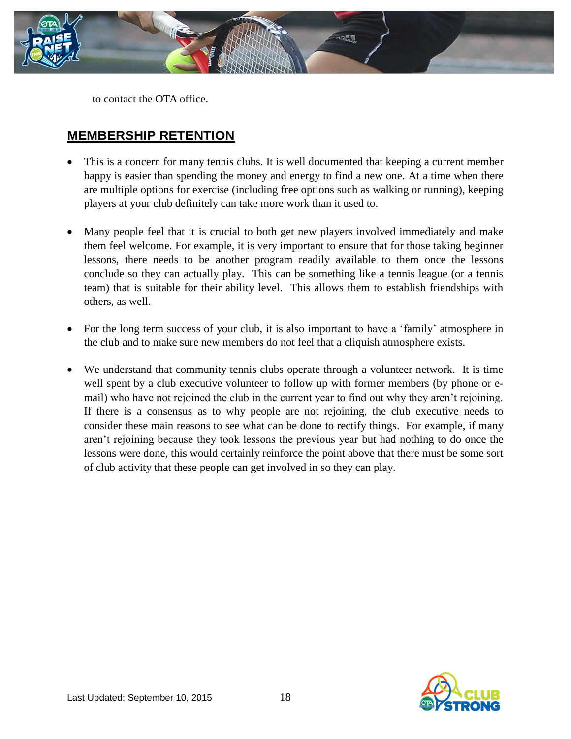to contact the OTA office.

## MEMBERSHIP RETENTION

- This is a concern for many tennis clubs. It is well documented that keeping a current member happy is easier than spending the money and energy to find a new one. At a time when there are multiple options for exercise (including free options such as walking or running), keeping players at your club definitely can take more work than it used to.

- Many people feel that it is crucial to both get new players involved immediately and make them feel welcome. For example, it is very important to ensure that for those taking beginner lessons, there needs to be another program readily available to them once the lessons conclude so they can actually play. This can be something like a tennis league (or a tennis team) that is suitable for their ability level. This allows them to establish friendships with others, as well.

- For the long term success of your club, it is also important to have a 'family' atmosphere in the club and to make sure new members do not feel that a cliquish atmosphere exists.

- We understand that community tennis clubs operate through a volunteer network. It is time well spent by a club executive volunteer to follow up with former members (by phone or e-mail) who have not rejoined the club in the current year to find out why they aren't rejoining. If there is a consensus as to why people are not rejoining, the club executive needs to consider these main reasons to see what can be done to rectify things. For example, if many aren't rejoining because they took lessons the previous year but had nothing to do once the lessons were done, this would certainly reinforce the point above that there must be some sort of club activity that these people can get involved in so they can play.